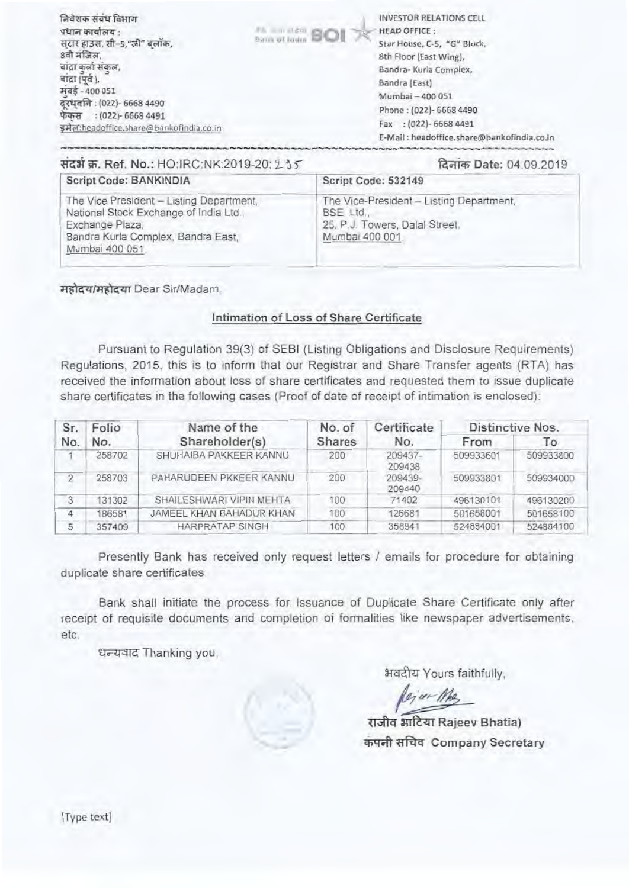निवेशक संबंध विभाग
प्रधान कार्यालय :
स्टार हाउस, सी–5,"जी" ब्लॉक,
8वी मंजिल,
बांद्रा कुर्ला संकुल,
बांद्रा (पूर्व),
मुंबई - 400 051
दूरध्वनि : (022)- 6668 4490
फेक्स : (022)- 6668 4491
इमेल:headoffice.share@bankofindia.co.in

INVESTOR RELATIONS CELL
HEAD OFFICE :
Star House, C-5, "G" Block,
8th Floor (East Wing),
Bandra- Kurla Complex,
Bandra (East)
Mumbai – 400 051
Phone : (022)- 6668 4490
Fax : (022)- 6668 4491
E-Mail : headoffice.share@bankofindia.co.in

संदर्भ क्र. Ref. No.: HO:IRC:NK:2019-20: 235

दिनांक Date: 04.09.2019

| Script Code: BANKINDIA | Script Code: 532149 |
|---|---|
| The Vice President – Listing Department, National Stock Exchange of India Ltd., Exchange Plaza, Bandra Kurla Complex, Bandra East, Mumbai 400 051. | The Vice-President – Listing Department, BSE Ltd., 25, P.J. Towers, Dalal Street, Mumbai 400 001. |

महोदय/महोदया Dear Sir/Madam,

**Intimation of Loss of Share Certificate**

Pursuant to Regulation 39(3) of SEBI (Listing Obligations and Disclosure Requirements) Regulations, 2015, this is to inform that our Registrar and Share Transfer agents (RTA) has received the information about loss of share certificates and requested them to issue duplicate share certificates in the following cases (Proof of date of receipt of intimation is enclosed):

| Sr. No. | Folio No. | Name of the Shareholder(s) | No. of Shares | Certificate No. | Distinctive Nos. | |
|---|---|---|---|---|---|---|
| | | | | | From | To |
| 1 | 258702 | SHUHAIBA PAKKEER KANNU | 200 | 209437-209438 | 509933601 | 509933800 |
| 2 | 258703 | PAHARUDEEN PKKEER KANNU | 200 | 209439-209440 | 509933801 | 509934000 |
| 3 | 131302 | SHAILESHWARI VIPIN MEHTA | 100 | 71402 | 496130101 | 496130200 |
| 4 | 186581 | JAMEEL KHAN BAHADUR KHAN | 100 | 126681 | 501658001 | 501658100 |
| 5 | 357409 | HARPRATAP SINGH | 100 | 358941 | 524884001 | 524884100 |

Presently Bank has received only request letters / emails for procedure for obtaining duplicate share certificates.

Bank shall initiate the process for Issuance of Duplicate Share Certificate only after receipt of requisite documents and completion of formalities like newspaper advertisements, etc.

धन्यवाद Thanking you,

भवदीय Yours faithfully,

राजीव भाटिया Rajeev Bhatia)
कंपनी सचिव Company Secretary

[Type text]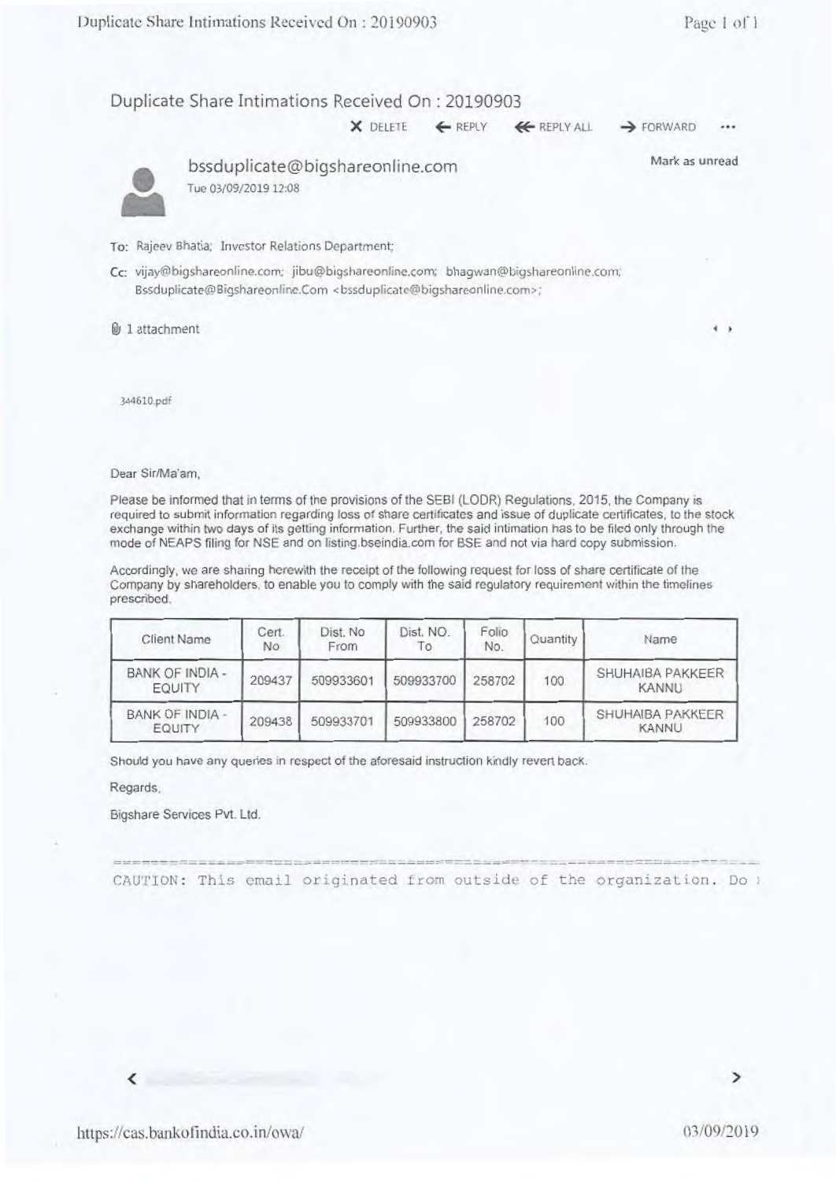# Duplicate Share Intimations Received On : 20190903

X DELETE ← REPLY ⇐ REPLY ALL → FORWARD ...

**bssduplicate@bigshareonline.com**

Tue 03/09/2019 12:08

Mark as unread

To: Rajeev Bhatia; Investor Relations Department;

Cc: vijay@bigshareonline.com; jibu@bigshareonline.com; bhagwan@bigshareonline.com; Bssduplicate@Bigshareonline.Com <bssduplicate@bigshareonline.com>;

1 attachment

344610.pdf

Dear Sir/Ma'am,

Please be informed that in terms of the provisions of the SEBI (LODR) Regulations, 2015, the Company is required to submit information regarding loss of share certificates and issue of duplicate certificates, to the stock exchange within two days of its getting information. Further, the said intimation has to be filed only through the mode of NEAPS filing for NSE and on listing.bseindia.com for BSE and not via hard copy submission.

Accordingly, we are sharing herewith the receipt of the following request for loss of share certificate of the Company by shareholders, to enable you to comply with the said regulatory requirement within the timelines prescribed.

| Client Name | Cert. No | Dist. No From | Dist. NO. To | Folio No. | Quantity | Name |
|---|---|---|---|---|---|---|
| BANK OF INDIA - EQUITY | 209437 | 509933601 | 509933700 | 258702 | 100 | SHUHAIBA PAKKEER KANNU |
| BANK OF INDIA - EQUITY | 209438 | 509933701 | 509933800 | 258702 | 100 | SHUHAIBA PAKKEER KANNU |

Should you have any queries in respect of the aforesaid instruction kindly revert back.

Regards,

Bigshare Services Pvt. Ltd.

CAUTION: This email originated from outside of the organization. Do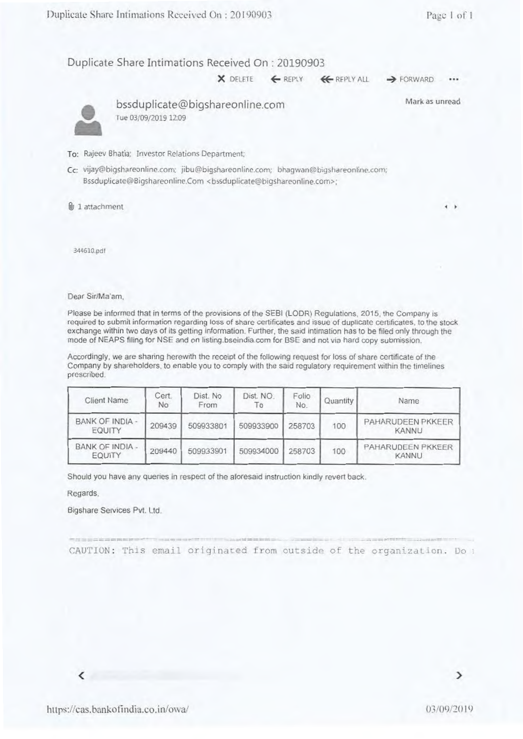# Duplicate Share Intimations Received On : 20190903

X DELETE ← REPLY ≪ REPLY ALL → FORWARD •••

**bssduplicate@bigshareonline.com**
Tue 03/09/2019 12:09

Mark as unread

To: Rajeev Bhatia; Investor Relations Department;

Cc: vijay@bigshareonline.com; jibu@bigshareonline.com; bhagwan@bigshareonline.com; Bssduplicate@Bigshareonline.Com <bssduplicate@bigshareonline.com>;

1 attachment

344610.pdf

Dear Sir/Ma'am,

Please be informed that in terms of the provisions of the SEBI (LODR) Regulations, 2015, the Company is required to submit information regarding loss of share certificates and issue of duplicate certificates, to the stock exchange within two days of its getting information. Further, the said intimation has to be filed only through the mode of NEAPS filing for NSE and on listing.bseindia.com for BSE and not via hard copy submission.

Accordingly, we are sharing herewith the receipt of the following request for loss of share certificate of the Company by shareholders, to enable you to comply with the said regulatory requirement within the timelines prescribed.

| Client Name | Cert. No | Dist. No From | Dist. NO. To | Folio No. | Quantity | Name |
|---|---|---|---|---|---|---|
| BANK OF INDIA - EQUITY | 209439 | 509933801 | 509933900 | 258703 | 100 | PAHARUDEEN PKKEER KANNU |
| BANK OF INDIA - EQUITY | 209440 | 509933901 | 509934000 | 258703 | 100 | PAHARUDEEN PKKEER KANNU |

Should you have any queries in respect of the aforesaid instruction kindly revert back.

Regards,

Bigshare Services Pvt. Ltd.

CAUTION: This email originated from outside of the organization. Do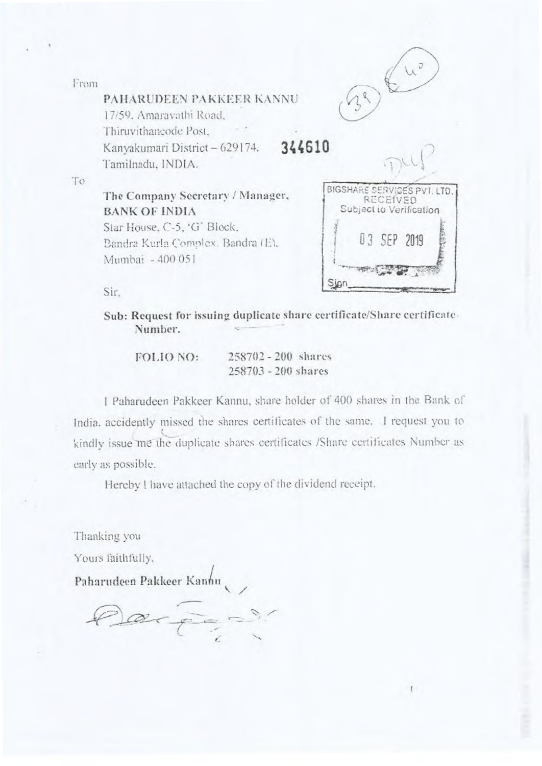From

**PAHARUDEEN PAKKEER KANNU**
17/59, Amaravathi Road,
Thiruvithancode Post,
Kanyakumari District – 629174. **344610**
Tamilnadu, INDIA.

To

**The Company Secretary / Manager,**
**BANK OF INDIA**
Star House, C-5, 'G' Block,
Bandra Kurla Complex, Bandra (E),
Mumbai - 400 051

BIGSHARE SERVICES PVT. LTD.
RECEIVED
Subject to Verification
03 SEP 2019
Sign

Sir,

**Sub: Request for issuing duplicate share certificate/Share certificate Number.**

**FOLIO NO:** 258702 - 200 shares
258703 - 200 shares

I Paharudeen Pakkeer Kannu, share holder of 400 shares in the Bank of India, accidently missed the shares certificates of the same. I request you to kindly issue me the duplicate shares certificates /Share certificates Number as early as possible.

Hereby I have attached the copy of the dividend receipt.

Thanking you

Yours faithfully,

**Paharudeen Pakkeer Kannu**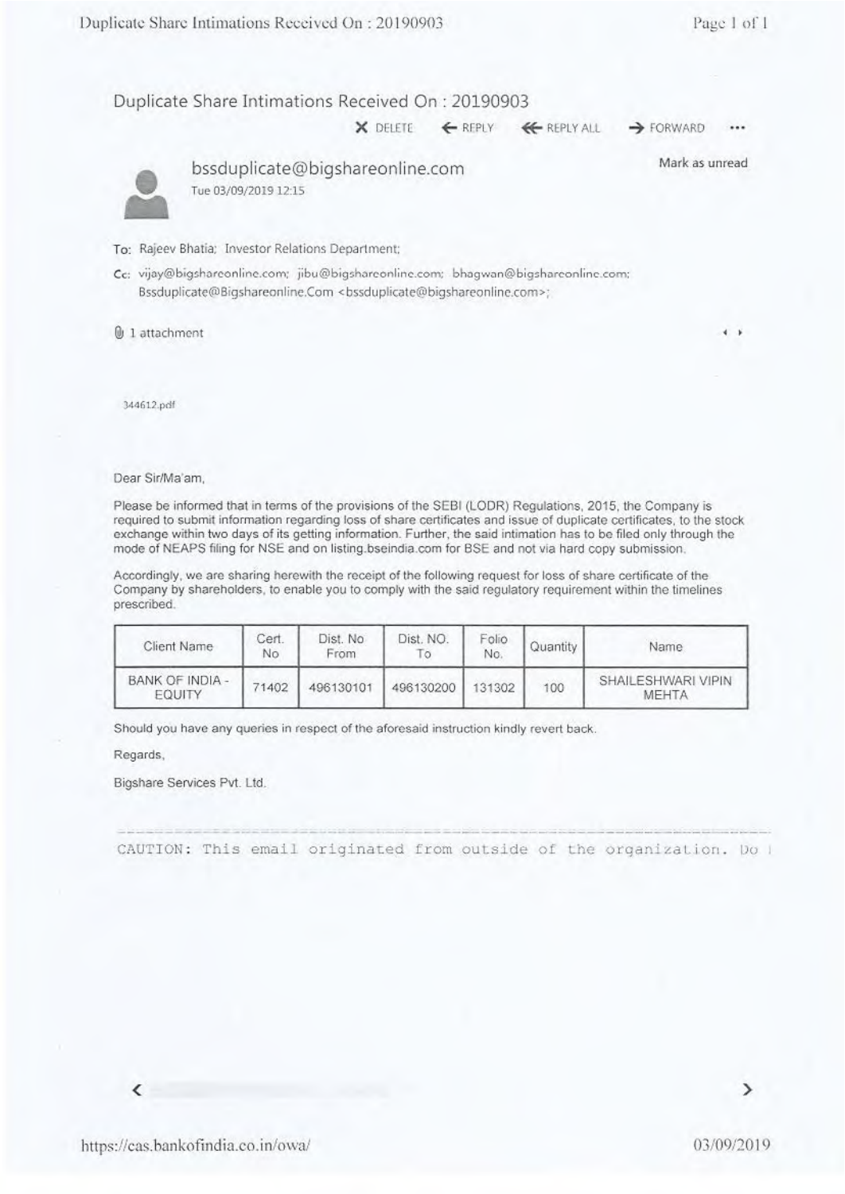# Duplicate Share Intimations Received On : 20190903

✕ DELETE ← REPLY ⇇ REPLY ALL → FORWARD ···

**bssduplicate@bigshareonline.com**
Tue 03/09/2019 12:15

Mark as unread

To: Rajeev Bhatia; Investor Relations Department;

Cc: vijay@bigshareonline.com; jibu@bigshareonline.com; bhagwan@bigshareonline.com; Bssduplicate@Bigshareonline.Com <bssduplicate@bigshareonline.com>;

1 attachment

344612.pdf

Dear Sir/Ma'am,

Please be informed that in terms of the provisions of the SEBI (LODR) Regulations, 2015, the Company is required to submit information regarding loss of share certificates and issue of duplicate certificates, to the stock exchange within two days of its getting information. Further, the said intimation has to be filed only through the mode of NEAPS filing for NSE and on listing.bseindia.com for BSE and not via hard copy submission.

Accordingly, we are sharing herewith the receipt of the following request for loss of share certificate of the Company by shareholders, to enable you to comply with the said regulatory requirement within the timelines prescribed.

| Client Name | Cert. No | Dist. No From | Dist. NO. To | Folio No. | Quantity | Name |
|---|---|---|---|---|---|---|
| BANK OF INDIA - EQUITY | 71402 | 496130101 | 496130200 | 131302 | 100 | SHAILESHWARI VIPIN MEHTA |

Should you have any queries in respect of the aforesaid instruction kindly revert back.

Regards,

Bigshare Services Pvt. Ltd.

---

CAUTION: This email originated from outside of the organization. Do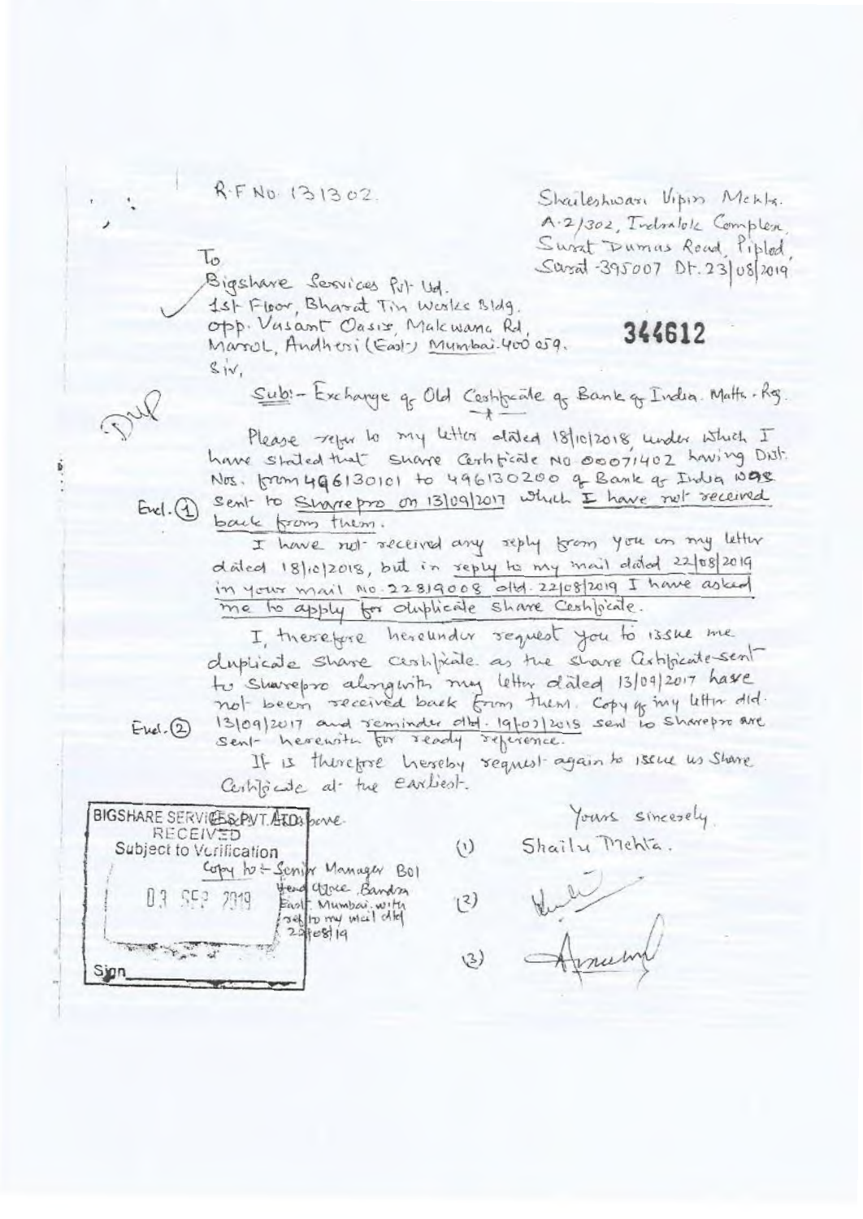R.F No. 131302.

Shaileshwari Vipin Mehta.
A-2/302, Indralok Complex,
Surat Dumas Road, Piplod,
Surat-395007 Dt. 23/08/2019

To
Bigshare Services Pvt. Ltd.
1st Floor, Bharat Tin Works Bldg.
opp. Vasant Oasis, Makwana Rd,
Marol, Andheri (East) Mumbai. 400 059.

344612

Sir,

Dup

Sub:- Exchange of Old Certificate of Bank of India. Mattr. Reg.

Please refer to my letter dated 18/10/2018 under which I have stated that share Certificate No 00071402 having Dist. Nos. from 496130101 to 496130200 of Bank of India was sent to Sharepro on 13/09/2017 which I have not received back from them.

Encl. (1)

I have not received any reply from you on my letter dated 18/10/2018, but in reply to my mail dated 22/08/2019 in your mail No. 22819008 dtd. 22/08/2019 I have asked me to apply for duplicate share Certificate.

I, therefore hereunder request you to issue me duplicate share certificate as the share Certificate sent to Sharepro alongwith my letter dated 13/09/2017 have not been received back from them. Copy of my letter dtd. 13/09/2017 and reminder dtd. 19/07/2018 sent to Sharepro are sent herewith for ready reference.

Encl. (2)

It is therefore hereby request again to issue us Share Certificate at the earliest.

Thanking you.

Yours sincerely

(1) Shailu Mehta.

(2) [signature]

(3) [signature]

Copy to :- Senior Manager BOI Head Office Bandra East Mumbai. with ref to my mail dtd 23/08/19

BIGSHARE SERVICES PVT. LTD.
RECEIVED
Subject to Verification
03 SEP 2019
Sign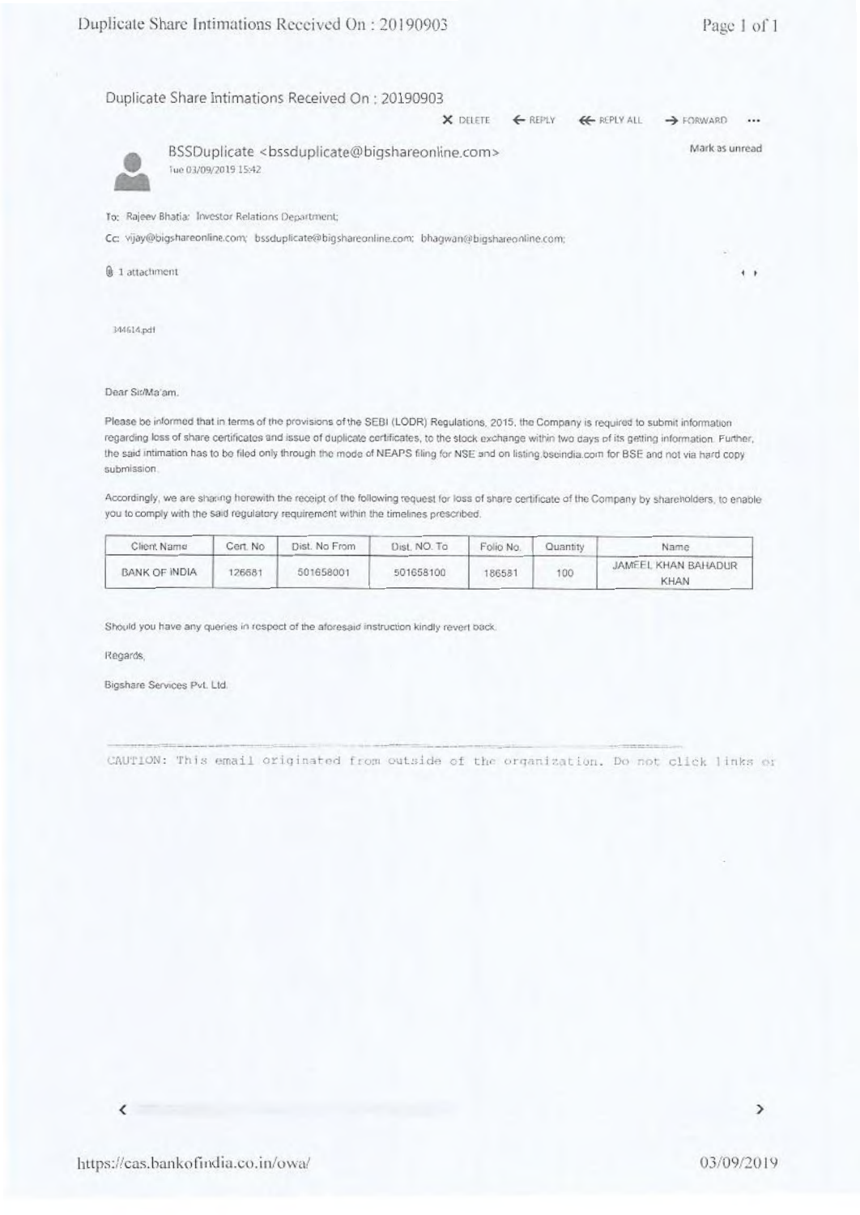# Duplicate Share Intimations Received On : 20190903

✕ DELETE ← REPLY ⇇ REPLY ALL → FORWARD ...

BSSDuplicate <bssduplicate@bigshareonline.com>
Tue 03/09/2019 15:42

Mark as unread

To: Rajeev Bhatia; Investor Relations Department;

Cc: vijay@bigshareonline.com; bssduplicate@bigshareonline.com; bhagwan@bigshareonline.com;

1 attachment

344614.pdf

Dear Sir/Ma'am,

Please be informed that in terms of the provisions of the SEBI (LODR) Regulations, 2015, the Company is required to submit information regarding loss of share certificates and issue of duplicate certificates, to the stock exchange within two days of its getting information. Further, the said intimation has to be filed only through the mode of NEAPS filing for NSE and on listing.bseindia.com for BSE and not via hard copy submission.

Accordingly, we are sharing herewith the receipt of the following request for loss of share certificate of the Company by shareholders, to enable you to comply with the said regulatory requirement within the timelines prescribed.

| Client Name | Cert. No | Dist. No From | Dist. NO. To | Folio No. | Quantity | Name |
|---|---|---|---|---|---|---|
| BANK OF INDIA | 126681 | 501658001 | 501658100 | 186581 | 100 | JAMEEL KHAN BAHADUR KHAN |

Should you have any queries in respect of the aforesaid instruction kindly revert back.

Regards,

Bigshare Services Pvt. Ltd.

CAUTION: This email originated from outside of the organization. Do not click links or

https://cas.bankofindia.co.in/owa/

03/09/2019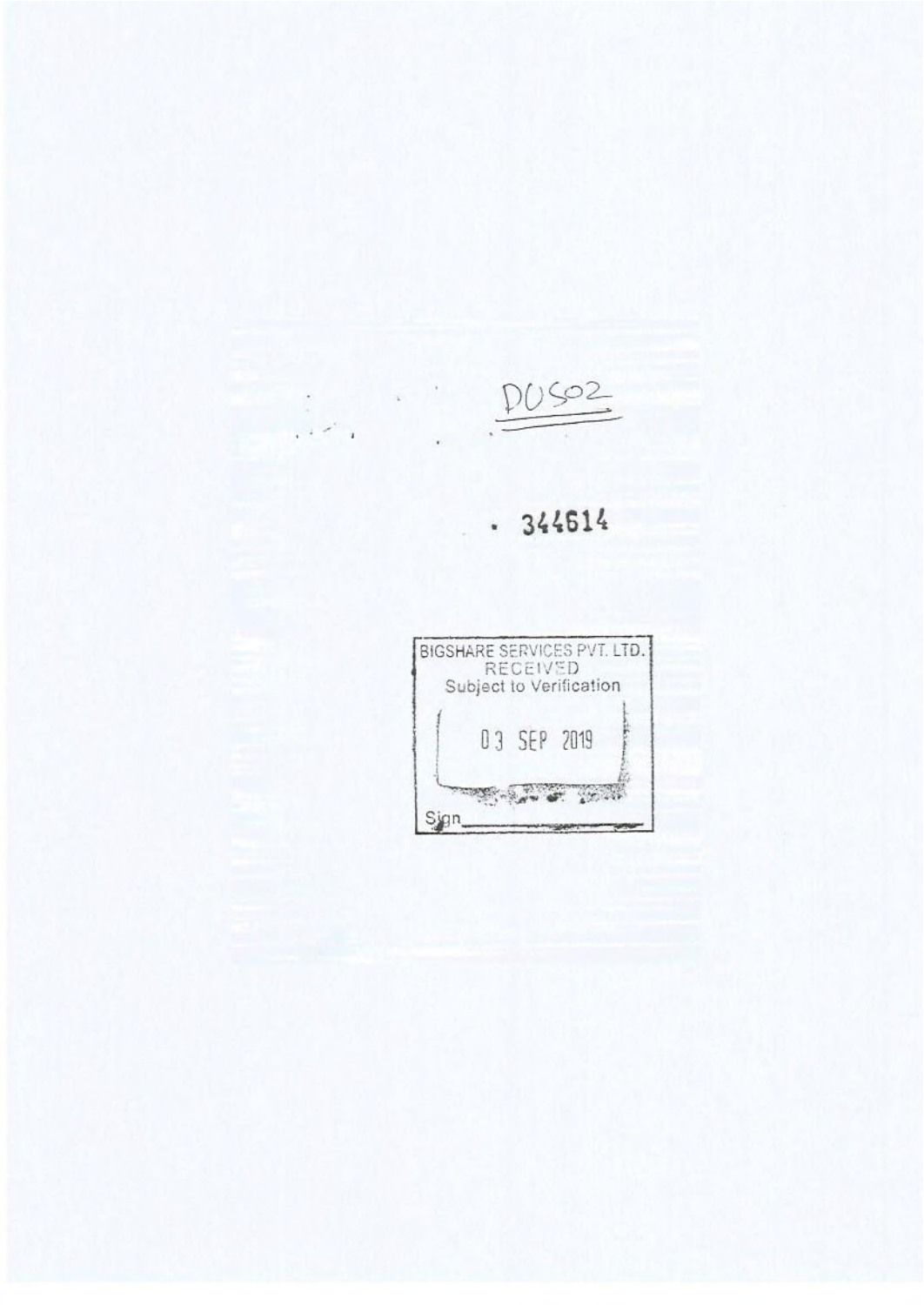DUS02

344614

BIGSHARE SERVICES PVT. LTD.
RECEIVED
Subject to Verification

03 SEP 2019

Sign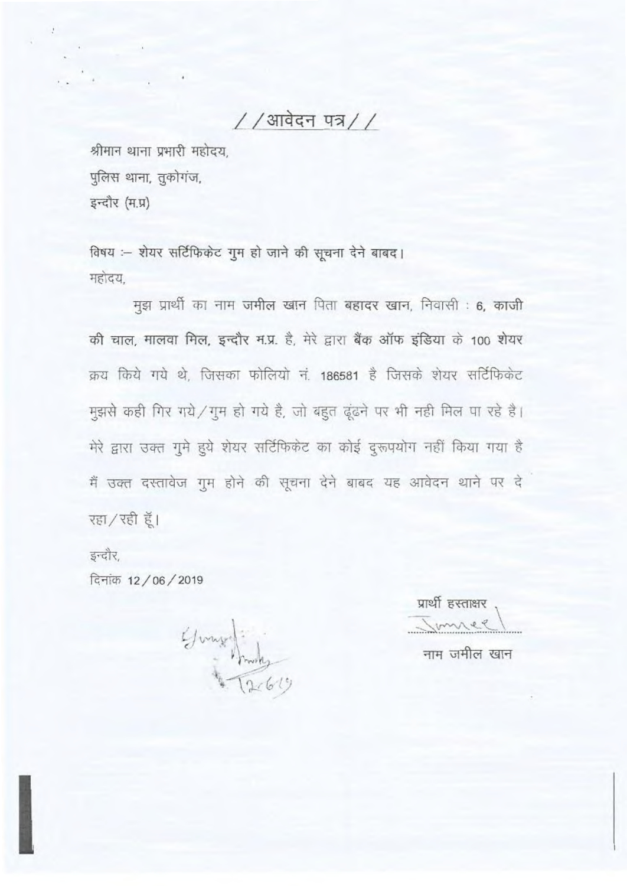# //आवेदन पत्र//

श्रीमान थाना प्रभारी महोदय,
पुलिस थाना, तुकोगंज,
इन्दौर (म.प्र)

विषय :– शेयर सर्टिफिकेट गुम हो जाने की सूचना देने बाबद।
महोदय,

मुझ प्रार्थी का नाम **जमील खान** पिता **बहादर खान**, निवासी : **6, काजी की चाल, मालवा मिल, इन्दौर म.प्र.** है, मेरे द्वारा **बैंक ऑफ इंडिया** के **100 शेयर** क्रय किये गये थे, जिसका फोलियो नं. 186581 है जिसके शेयर सर्टिफिकेट मुझसे कही गिर गये/गुम हो गये है, जो बहुत ढूंढने पर भी नही मिल पा रहे है। मेरे द्वारा उक्त गुमे हुये शेयर सर्टिफिकेट का कोई दुरूपयोग नहीं किया गया है मैं उक्त दस्तावेज गुम होने की सूचना देने बाबद यह आवेदन थाने पर दे रहा/रही हूँ।

इन्दौर,
दिनांक 12/06/2019

प्रार्थी हस्ताक्षर
Jameel

नाम जमील खान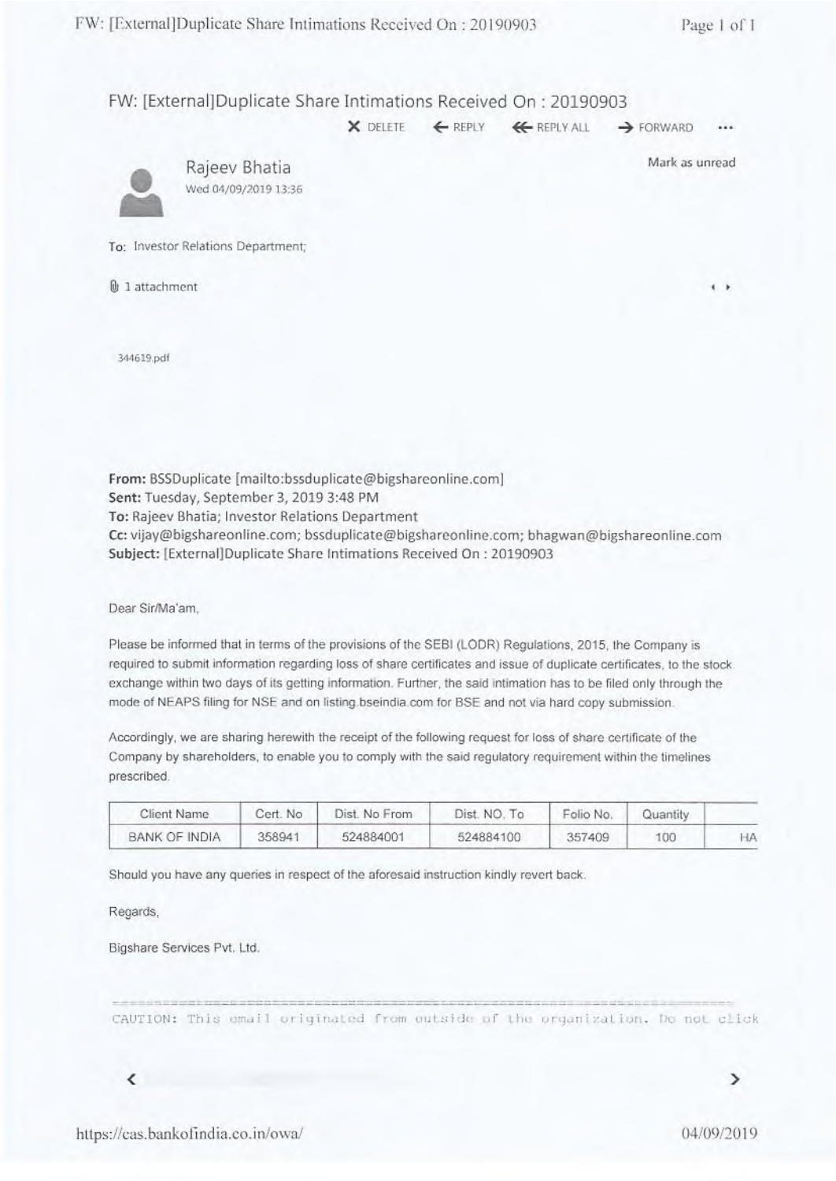FW: [External]Duplicate Share Intimations Received On : 20190903

X DELETE ← REPLY ⇐ REPLY ALL → FORWARD ...

Rajeev Bhatia
Wed 04/09/2019 13:36

Mark as unread

To: Investor Relations Department;

1 attachment

344619.pdf

**From:** BSSDuplicate [mailto:bssduplicate@bigshareonline.com]
**Sent:** Tuesday, September 3, 2019 3:48 PM
**To:** Rajeev Bhatia; Investor Relations Department
**Cc:** vijay@bigshareonline.com; bssduplicate@bigshareonline.com; bhagwan@bigshareonline.com
**Subject:** [External]Duplicate Share Intimations Received On : 20190903

Dear Sir/Ma'am,

Please be informed that in terms of the provisions of the SEBI (LODR) Regulations, 2015, the Company is required to submit information regarding loss of share certificates and issue of duplicate certificates, to the stock exchange within two days of its getting information. Further, the said intimation has to be filed only through the mode of NEAPS filing for NSE and on listing.bseindia.com for BSE and not via hard copy submission.

Accordingly, we are sharing herewith the receipt of the following request for loss of share certificate of the Company by shareholders, to enable you to comply with the said regulatory requirement within the timelines prescribed.

| Client Name | Cert. No | Dist. No From | Dist. NO. To | Folio No. | Quantity | |
|---|---|---|---|---|---|---|
| BANK OF INDIA | 358941 | 524884001 | 524884100 | 357409 | 100 | HA |

Should you have any queries in respect of the aforesaid instruction kindly revert back.

Regards,

Bigshare Services Pvt. Ltd.

CAUTION: This email originated from outside of the organization. Do not click

https://cas.bankofindia.co.in/owa/

04/09/2019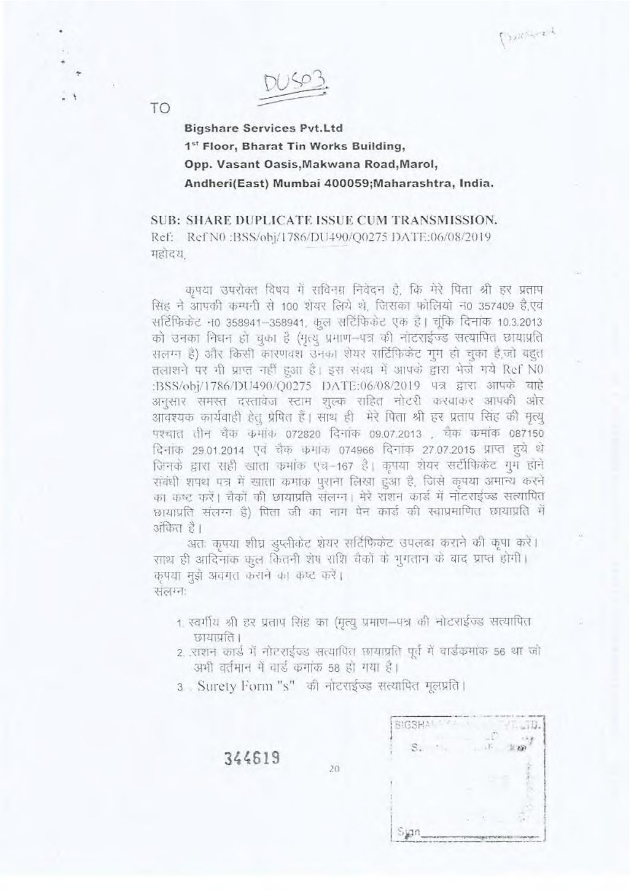DUS03

TO

**Bigshare Services Pvt.Ltd**
**1st Floor, Bharat Tin Works Building,**
**Opp. Vasant Oasis,Makwana Road,Marol,**
**Andheri(East) Mumbai 400059;Maharashtra, India.**

**SUB: SHARE DUPLICATE ISSUE CUM TRANSMISSION.**
Ref: Ref N0 :BSS/obj/1786/DU490/Q0275 DATE:06/08/2019
महोदय,

कृपया उपरोक्त विषय में सविनम्र निवेदन है, कि मेरे पिता श्री हर प्रताप सिंह ने आपकी कम्पनी से 100 शेयर लिये थे, जिसका फोलियो न0 357409 है,एवं सर्टिफिकेट न0 358941–358941, कुल सर्टिफिकेट एक है। चूंकि दिनांक 10.3.2013 को उनका निधन हो चुका है (मृत्यु प्रमाण–पत्र की नोटराईज्ड सत्यापित छायाप्रति सलग्न है) और किसी कारणवश उनका शेयर सर्टिफिकेट गुम हो चुका है,जो बहुत तलाशने पर भी प्राप्त नहीं हुआ है। इस संबंध में आपके द्वारा भेजे गये Ref N0 :BSS/obj/1786/DU490/Q0275 DATE:06/08/2019 पत्र द्वारा आपके चाहे अनुसार समस्त दस्तावेज स्टाम शुल्क सहित नोटरी करवाकर आपकी ओर आवश्यक कार्यवाही हेतु प्रेषित हैं। साथ ही मेरे पिता श्री हर प्रताप सिंह की मृत्यु पश्चात तीन चैक कमांक 072820 दिनांक 09.07.2013 , चैक कमांक 087150 दिनांक 29.01.2014 एवं चैक कमांक 074966 दिनांक 27.07.2015 प्राप्त हुये थे जिनके द्वारा सही खाता कमांक एच–167 है। कृपया शेयर सर्टीफिकेट गुम होने संबंधी शपथ पत्र में खाता कमांक पुराना लिखा हुआ है, जिसे कृपया अमान्य करने का कष्ट करें। चैकों की छायाप्रति संलग्न। मेरे राशन कार्ड में नोटराईज्ड सत्यापित छायाप्रति संलग्न है) पिता जी का नाम पेन कार्ड की स्वप्रमाणित छायाप्रति में अंकित है।

अतः कृपया शीघ्र डुप्लीकेट शेयर सर्टिफिकेट उपलब्ध कराने की कृपा करें। साथ ही आदिनांक कुल कितनी शेष राशि चैकों के भुगतान के बाद प्राप्त होगी। कृपया मुझे अवगत कराने का कष्ट करें।
संलग्नः

1. स्वर्गीय श्री हर प्रताप सिंह का (मृत्यु प्रमाण–पत्र की नोटराईज्ड सत्यापित छायाप्रति।
2. राशन कार्ड में नोटराईज्ड सत्यापित छायाप्रति पूर्व में वार्डकमांक 56 था जो अभी वर्तमान में वार्ड कमांक 58 हो गया है।
3. Surety Form "s" की नोटराईज्ड सत्यापित मूलप्रति।

344619

BIGSHARE ... LTD.
S...
Sign\_\_\_\_\_\_\_\_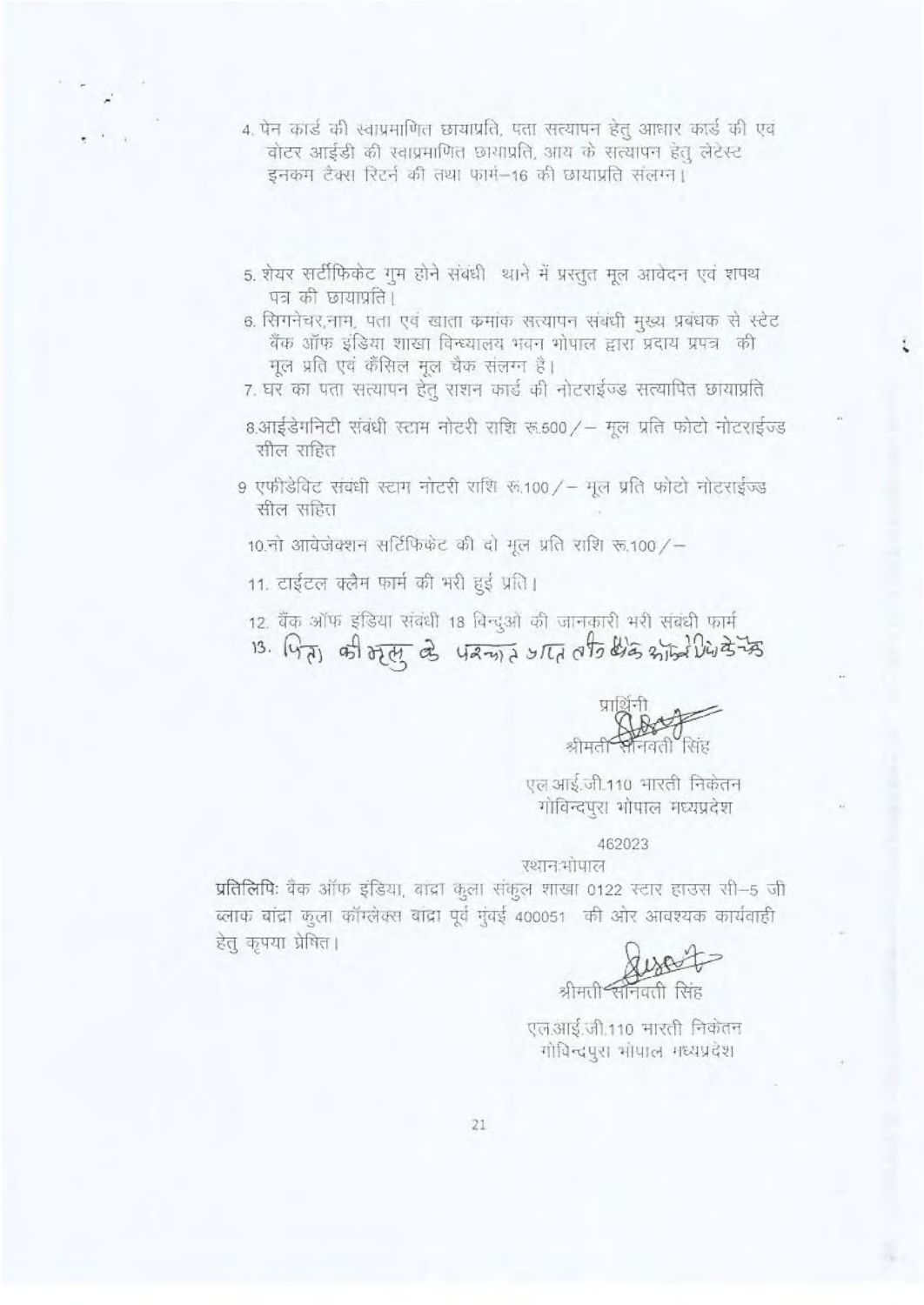4. पेन कार्ड की स्वाप्रमाणित छायाप्रति, पता सत्यापन हेतु आधार कार्ड की एवं वोटर आईडी की स्वाप्रमाणित छायाप्रति, आय के सत्यापन हेतु लेटेस्ट इनकम टैक्स रिटर्न की तथा फार्म–16 की छायाप्रति संलग्न।

5. शेयर सर्टीफिकेट गुम होने संबंधी थाने में प्रस्तुत मूल आवेदन एवं शपथ पत्र की छायाप्रति।

6. सिगनेचर,नाम, पता एवं खाता कमांक सत्यापन संबंधी मुख्य प्रबंधक से स्टेट बैंक ऑफ इंडिया शाखा विन्ध्याचल भवन भोपाल द्वारा प्रदाय प्रपत्र की मूल प्रति एवं कैंसिल मूल चैक संलग्न है।

7. घर का पता सत्यापन हेतु राशन कार्ड की नोटराईज्ड सत्यापित छायाप्रति

8.आईडेमनिटी संबंधी स्टाम नोटरी राशि रू.500/– मूल प्रति फोटो नोटराईज्ड सील सहित

9 एफीडेविट संबंधी स्टाम नोटरी राशि रू.100/– मूल प्रति फोटो नोटराईज्ड सील सहित

10.नो आवेजेक्शन सर्टिफिकेट की दो मूल प्रति राशि रू.100/–

11. टाईटल क्लैम फार्म की भरी हुई प्रति।

12. बैंक ऑफ इंडिया संबंधी 18 बिन्दुओ की जानकारी भरी संबंधी फार्म

13. पिता की मृत्यु के पश्चात प्राप्त की बैंक ऑफ डिवीडेन्ड

प्रार्थिनी

श्रीमती सनिवती सिंह

एल.आई.जी.110 भारती निकेतन
गोविन्दपुरा भोपाल मध्यप्रदेश

462023

स्थानःभोपाल

**प्रतिलिपिः** बैंक ऑफ इंडिया, बांद्रा कुला संकुल शाखा 0122 स्टार हाउस सी–5 जी ब्लाक बांद्रा कुला कॉम्लेक्स बांद्रा पूर्व मुंबई 400051 की ओर आवश्यक कार्यवाही हेतु कृपया प्रेषित।

श्रीमती सनिवती सिंह

एल.आई.जी.110 भारती निकेतन
गोविन्दपुरा भोपाल मध्यप्रदेश